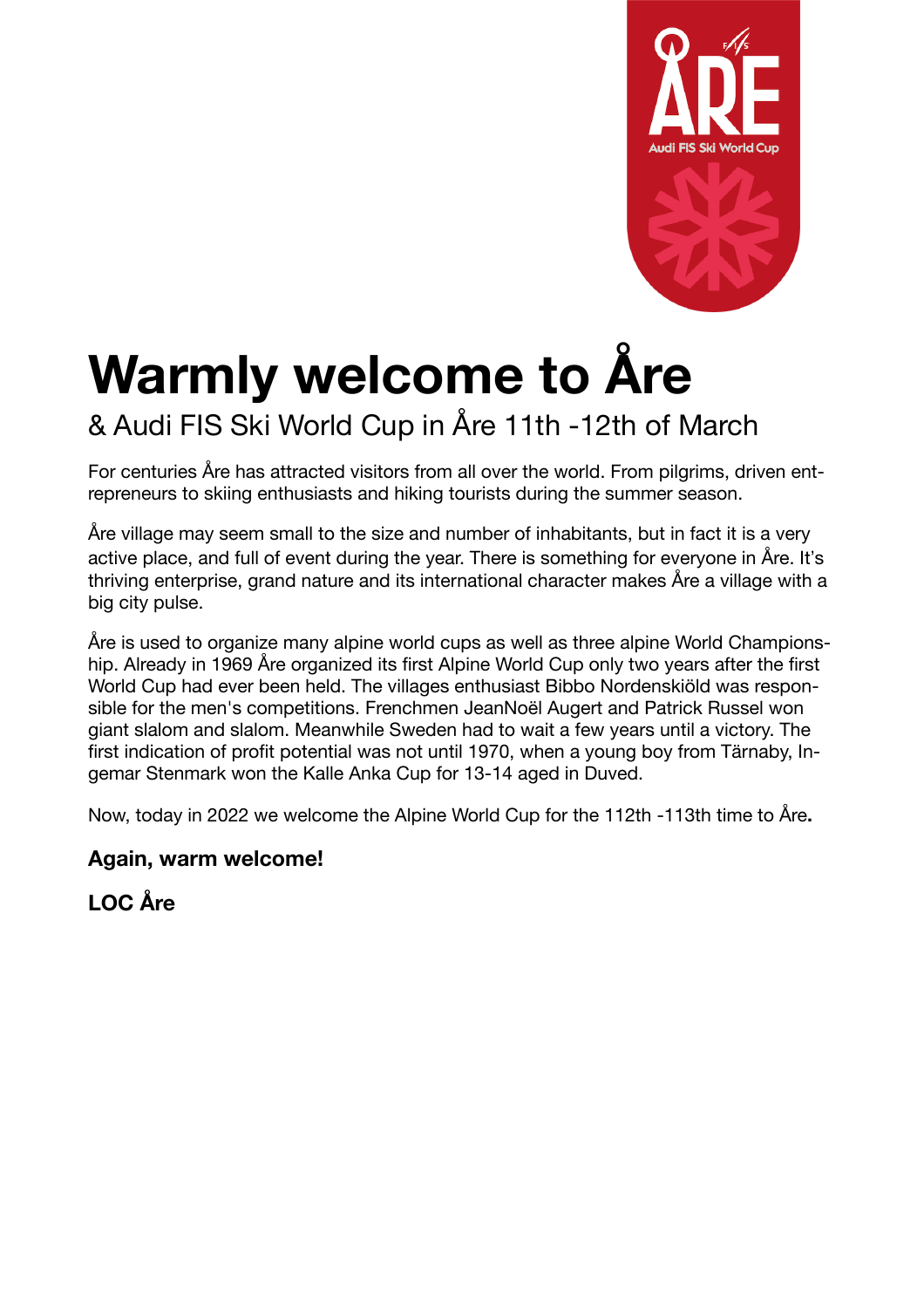# Warmly welcome to Åre

## & Audi FIS Ski World Cup in Åre 11th -12th of March

For centuries Åre has attracted visitors from all over the world. From pilgrims, driven entrepreneurs to skiing enthusiasts and hiking tourists during the summer season.

Åre village may seem small to the size and number of inhabitants, but in fact it is a very active place, and full of event during the year. There is something for everyone in Åre. It's thriving enterprise, grand nature and its international character makes Åre a village with a big city pulse.

Åre is used to organize many alpine world cups as well as three alpine World Championship. Already in 1969 Åre organized its first Alpine World Cup only two years after the first World Cup had ever been held. The villages enthusiast Bibbo Nordenskiöld was responsible for the men's competitions. Frenchmen JeanNoël Augert and Patrick Russel won giant slalom and slalom. Meanwhile Sweden had to wait a few years until a victory. The first indication of profit potential was not until 1970, when a young boy from Tärnaby, Ingemar Stenmark won the Kalle Anka Cup for 13-14 aged in Duved.

Now, today in 2022 we welcome the Alpine World Cup for the 112th -113th time to Åre**.**

**Again, warm welcome!**

**LOC Åre**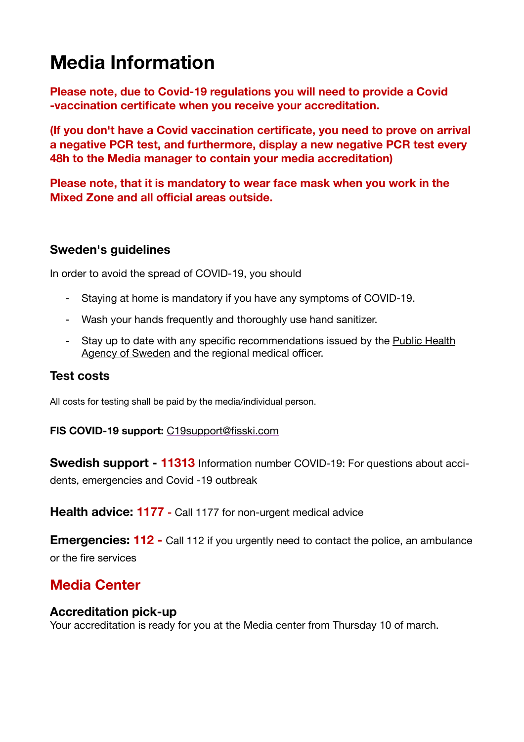# Media Information

**Please note, due to Covid-19 regulations you will need to provide a Covid -vaccination certificate when you receive your accreditation.**

**(If you don't have a Covid vaccination certificate, you need to prove on arrival a negative PCR test, and furthermore, display a new negative PCR test every 48h to the Media manager to contain your media accreditation)**

**Please note, that it is mandatory to wear face mask when you work in the Mixed Zone and all official areas outside.**

### Sweden's guidelines

In order to avoid the spread of COVID-19, you should

- Staying at home is mandatory if you have any symptoms of COVID-19.
- Wash your hands frequently and thoroughly use hand sanitizer.
- Stay up to date with any specific recommendations issued by the Public Health Agency of Sweden and the regional medical officer.

### Test costs

All costs for testing shall be paid by the media/individual person.

**FIS COVID-19 support:** C19support@fisski.com

**Swedish support - 11313** Information number COVID-19: For questions about accidents, emergencies and Covid -19 outbreak

**Health advice: 1177 -** Call 1177 for non-urgent medical advice

**Emergencies: 112 -** Call 112 if you urgently need to contact the police, an ambulance or the fire services

## Media Center

### Accreditation pick-up

Your accreditation is ready for you at the Media center from Thursday 10 of march.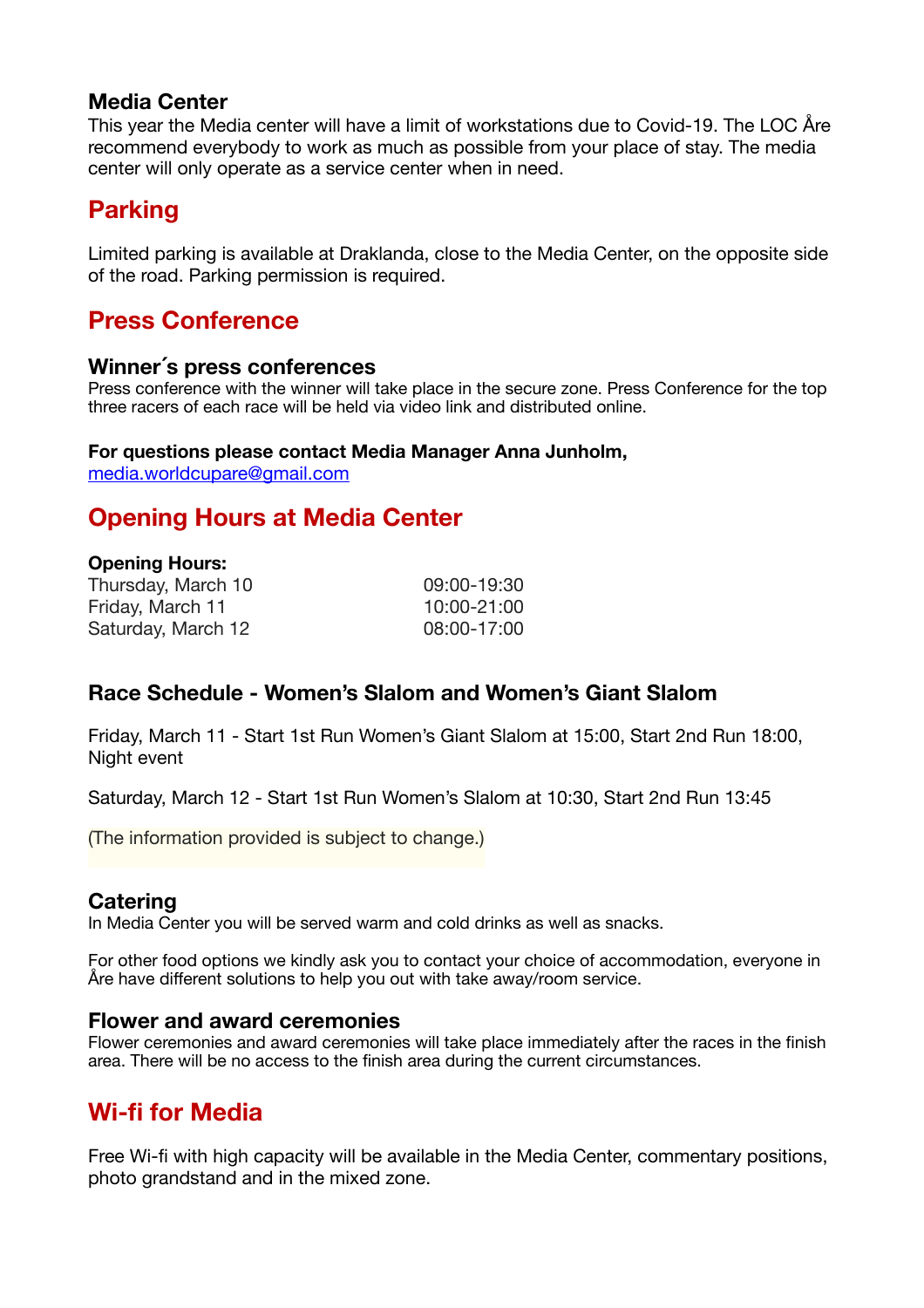### Media Center

This year the Media center will have a limit of workstations due to Covid-19. The LOC Åre recommend everybody to work as much as possible from your place of stay. The media center will only operate as a service center when in need.

## Parking

Limited parking is available at Draklanda, close to the Media Center, on the opposite side of the road. Parking permission is required.

## Press Conference

### Winner´s press conferences

Press conference with the winner will take place in the secure zone. Press Conference for the top three racers of each race will be held via video link and distributed online.

**For questions please contact Media Manager Anna Junholm,**
media.worldcupare@gmail.com

## Opening Hours at Media Center

**Opening Hours:**

| | |
|---|---|
| Thursday, March 10 | 09:00-19:30 |
| Friday, March 11 | 10:00-21:00 |
| Saturday, March 12 | 08:00-17:00 |

### Race Schedule - Women's Slalom and Women's Giant Slalom

Friday, March 11 - Start 1st Run Women's Giant Slalom at 15:00, Start 2nd Run 18:00, Night event

Saturday, March 12 - Start 1st Run Women's Slalom at 10:30, Start 2nd Run 13:45

(The information provided is subject to change.)

### Catering

In Media Center you will be served warm and cold drinks as well as snacks.

For other food options we kindly ask you to contact your choice of accommodation, everyone in Åre have different solutions to help you out with take away/room service.

### Flower and award ceremonies

Flower ceremonies and award ceremonies will take place immediately after the races in the finish area. There will be no access to the finish area during the current circumstances.

## Wi-fi for Media

Free Wi-fi with high capacity will be available in the Media Center, commentary positions, photo grandstand and in the mixed zone.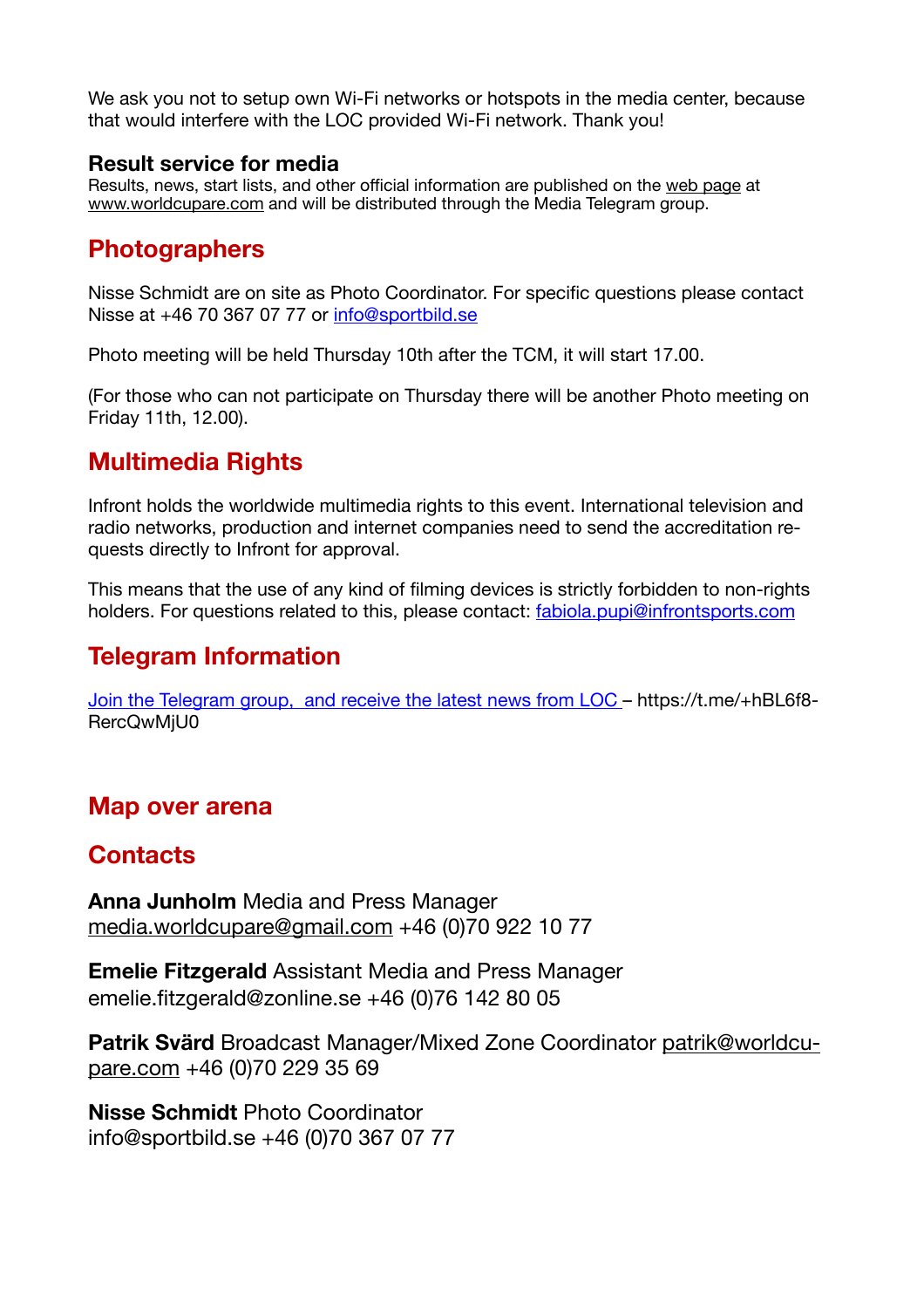We ask you not to setup own Wi-Fi networks or hotspots in the media center, because that would interfere with the LOC provided Wi-Fi network. Thank you!

### Result service for media

Results, news, start lists, and other official information are published on the web page at www.worldcupare.com and will be distributed through the Media Telegram group.

## Photographers

Nisse Schmidt are on site as Photo Coordinator. For specific questions please contact Nisse at +46 70 367 07 77 or info@sportbild.se

Photo meeting will be held Thursday 10th after the TCM, it will start 17.00.

(For those who can not participate on Thursday there will be another Photo meeting on Friday 11th, 12.00).

## Multimedia Rights

Infront holds the worldwide multimedia rights to this event. International television and radio networks, production and internet companies need to send the accreditation requests directly to Infront for approval.

This means that the use of any kind of filming devices is strictly forbidden to non-rights holders. For questions related to this, please contact: fabiola.pupi@infrontsports.com

## Telegram Information

Join the Telegram group, and receive the latest news from LOC – https://t.me/+hBL6f8-RercQwMjU0

## Map over arena

## Contacts

**Anna Junholm** Media and Press Manager
media.worldcupare@gmail.com +46 (0)70 922 10 77

**Emelie Fitzgerald** Assistant Media and Press Manager
emelie.fitzgerald@zonline.se +46 (0)76 142 80 05

**Patrik Svärd** Broadcast Manager/Mixed Zone Coordinator patrik@worldcupare.com +46 (0)70 229 35 69

**Nisse Schmidt** Photo Coordinator
info@sportbild.se +46 (0)70 367 07 77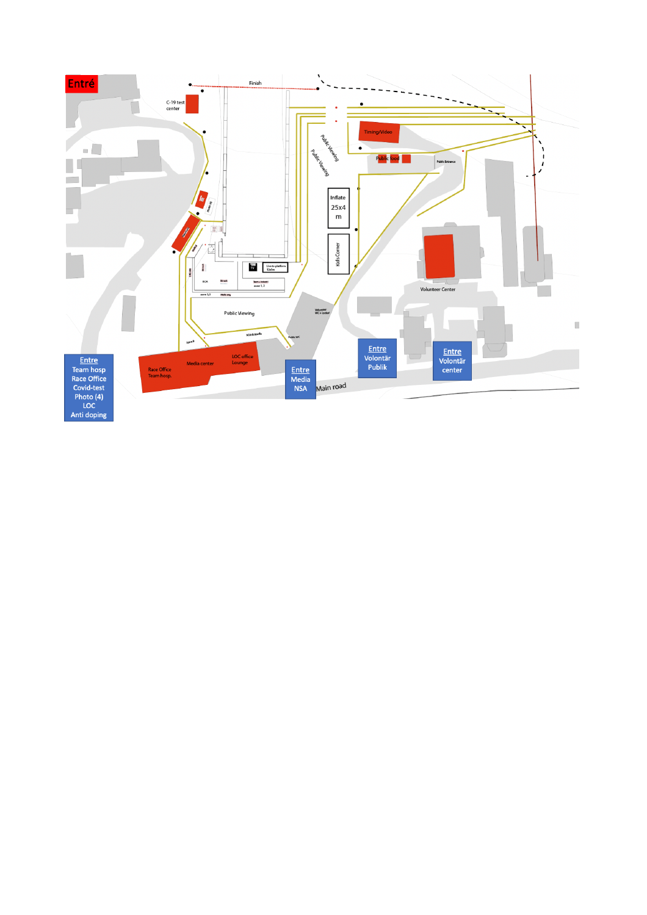Entré

C-19 test center

Finish

Timing/Video

Public Viewing

Public Viewing

Public food

Public Entrance

Inflate 25x4 m

Kids Corner

Volunteer Center

Public Viewing

Volunteer WC + Locker

Public WC

NSA & Media

Media center

LOC office Lounge

Race Office Team hosp.

Main road

**Entre**
Team hosp
Race Office
Covid-test
Photo (4)
LOC
Anti doping

**Entre**
Media
NSA

**Entre**
Volontär
Publik

**Entre**
Volontär
center